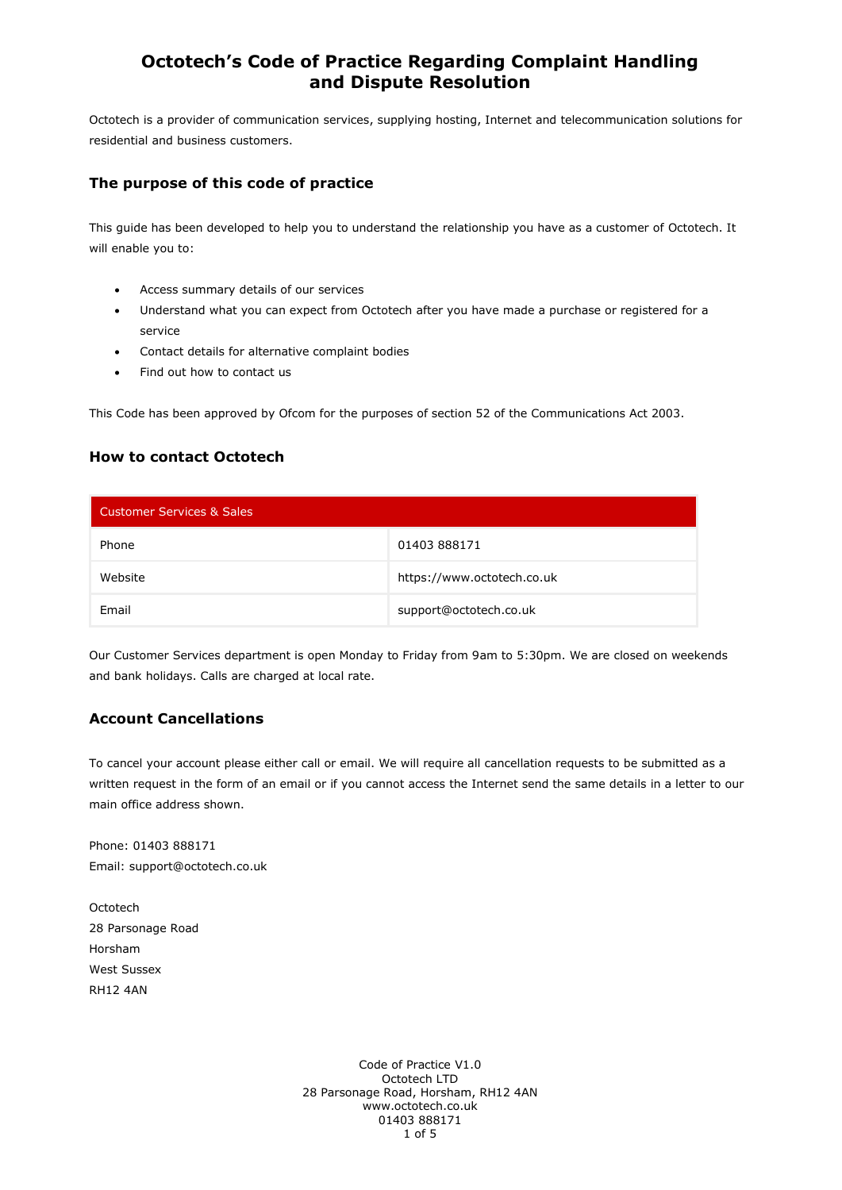# Octotech's Code of Practice Regarding Complaint Handling and Dispute Resolution

Octotech is a provider of communication services, supplying hosting, Internet and telecommunication solutions for residential and business customers.

### The purpose of this code of practice

This guide has been developed to help you to understand the relationship you have as a customer of Octotech. It will enable you to:

- Access summary details of our services
- Understand what you can expect from Octotech after you have made a purchase or registered for a service
- Contact details for alternative complaint bodies
- Find out how to contact us

This Code has been approved by Ofcom for the purposes of section 52 of the Communications Act 2003.

### How to contact Octotech

| Customer Services & Sales | |
|---|---|
| Phone | 01403 888171 |
| Website | https://www.octotech.co.uk |
| Email | support@octotech.co.uk |

Our Customer Services department is open Monday to Friday from 9am to 5:30pm. We are closed on weekends and bank holidays. Calls are charged at local rate.

### Account Cancellations

To cancel your account please either call or email. We will require all cancellation requests to be submitted as a written request in the form of an email or if you cannot access the Internet send the same details in a letter to our main office address shown.

Phone: 01403 888171
Email: support@octotech.co.uk

Octotech
28 Parsonage Road
Horsham
West Sussex
RH12 4AN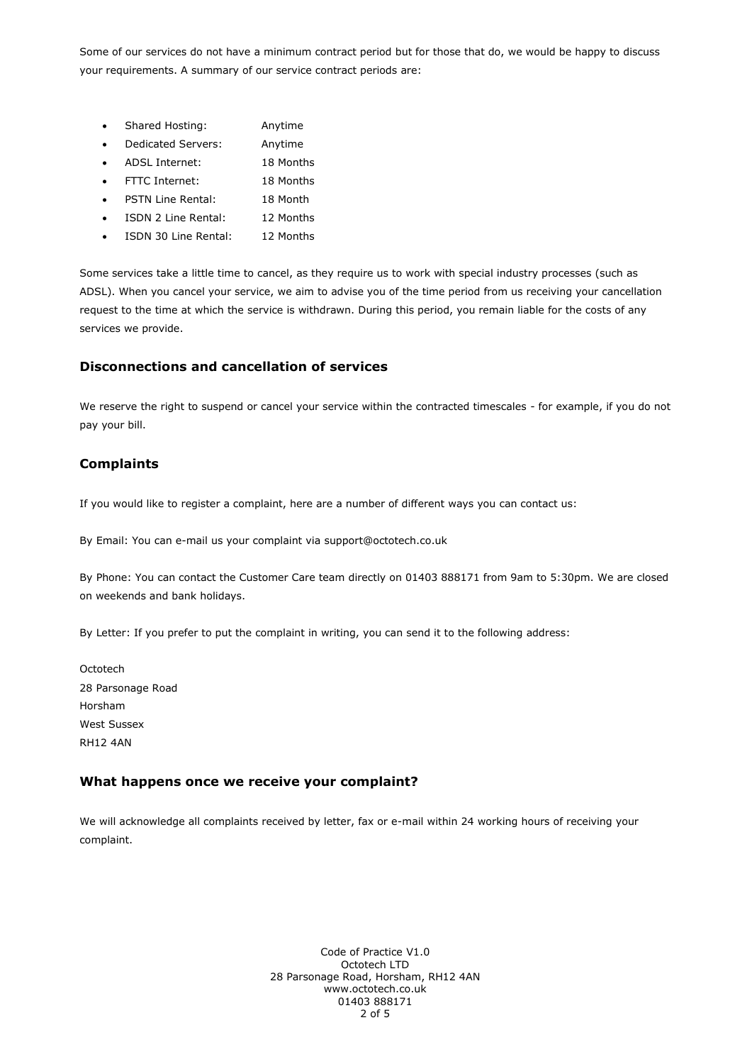Some of our services do not have a minimum contract period but for those that do, we would be happy to discuss your requirements. A summary of our service contract periods are:

- Shared Hosting: Anytime
- Dedicated Servers: Anytime
- ADSL Internet: 18 Months
- FTTC Internet: 18 Months
- PSTN Line Rental: 18 Month
- ISDN 2 Line Rental: 12 Months
- ISDN 30 Line Rental: 12 Months

Some services take a little time to cancel, as they require us to work with special industry processes (such as ADSL). When you cancel your service, we aim to advise you of the time period from us receiving your cancellation request to the time at which the service is withdrawn. During this period, you remain liable for the costs of any services we provide.

### Disconnections and cancellation of services

We reserve the right to suspend or cancel your service within the contracted timescales - for example, if you do not pay your bill.

### Complaints

If you would like to register a complaint, here are a number of different ways you can contact us:

By Email: You can e-mail us your complaint via support@octotech.co.uk

By Phone: You can contact the Customer Care team directly on 01403 888171 from 9am to 5:30pm. We are closed on weekends and bank holidays.

By Letter: If you prefer to put the complaint in writing, you can send it to the following address:

Octotech
28 Parsonage Road
Horsham
West Sussex
RH12 4AN

### What happens once we receive your complaint?

We will acknowledge all complaints received by letter, fax or e-mail within 24 working hours of receiving your complaint.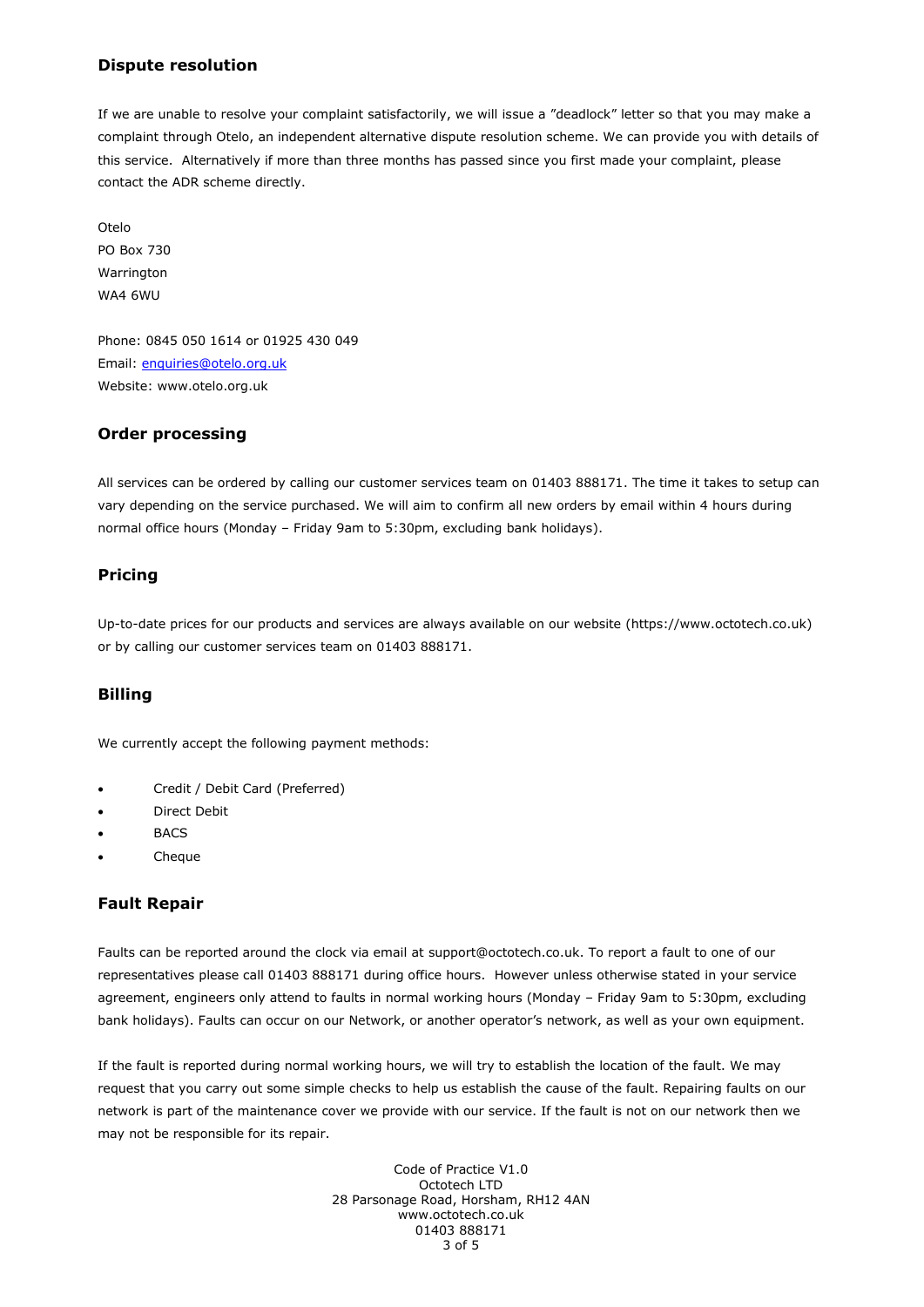## Dispute resolution

If we are unable to resolve your complaint satisfactorily, we will issue a "deadlock" letter so that you may make a complaint through Otelo, an independent alternative dispute resolution scheme. We can provide you with details of this service. Alternatively if more than three months has passed since you first made your complaint, please contact the ADR scheme directly.

Otelo
PO Box 730
Warrington
WA4 6WU

Phone: 0845 050 1614 or 01925 430 049
Email: enquiries@otelo.org.uk
Website: www.otelo.org.uk

## Order processing

All services can be ordered by calling our customer services team on 01403 888171. The time it takes to setup can vary depending on the service purchased. We will aim to confirm all new orders by email within 4 hours during normal office hours (Monday – Friday 9am to 5:30pm, excluding bank holidays).

## Pricing

Up-to-date prices for our products and services are always available on our website (https://www.octotech.co.uk) or by calling our customer services team on 01403 888171.

## Billing

We currently accept the following payment methods:

- Credit / Debit Card (Preferred)
- Direct Debit
- BACS
- Cheque

## Fault Repair

Faults can be reported around the clock via email at support@octotech.co.uk. To report a fault to one of our representatives please call 01403 888171 during office hours. However unless otherwise stated in your service agreement, engineers only attend to faults in normal working hours (Monday – Friday 9am to 5:30pm, excluding bank holidays). Faults can occur on our Network, or another operator's network, as well as your own equipment.

If the fault is reported during normal working hours, we will try to establish the location of the fault. We may request that you carry out some simple checks to help us establish the cause of the fault. Repairing faults on our network is part of the maintenance cover we provide with our service. If the fault is not on our network then we may not be responsible for its repair.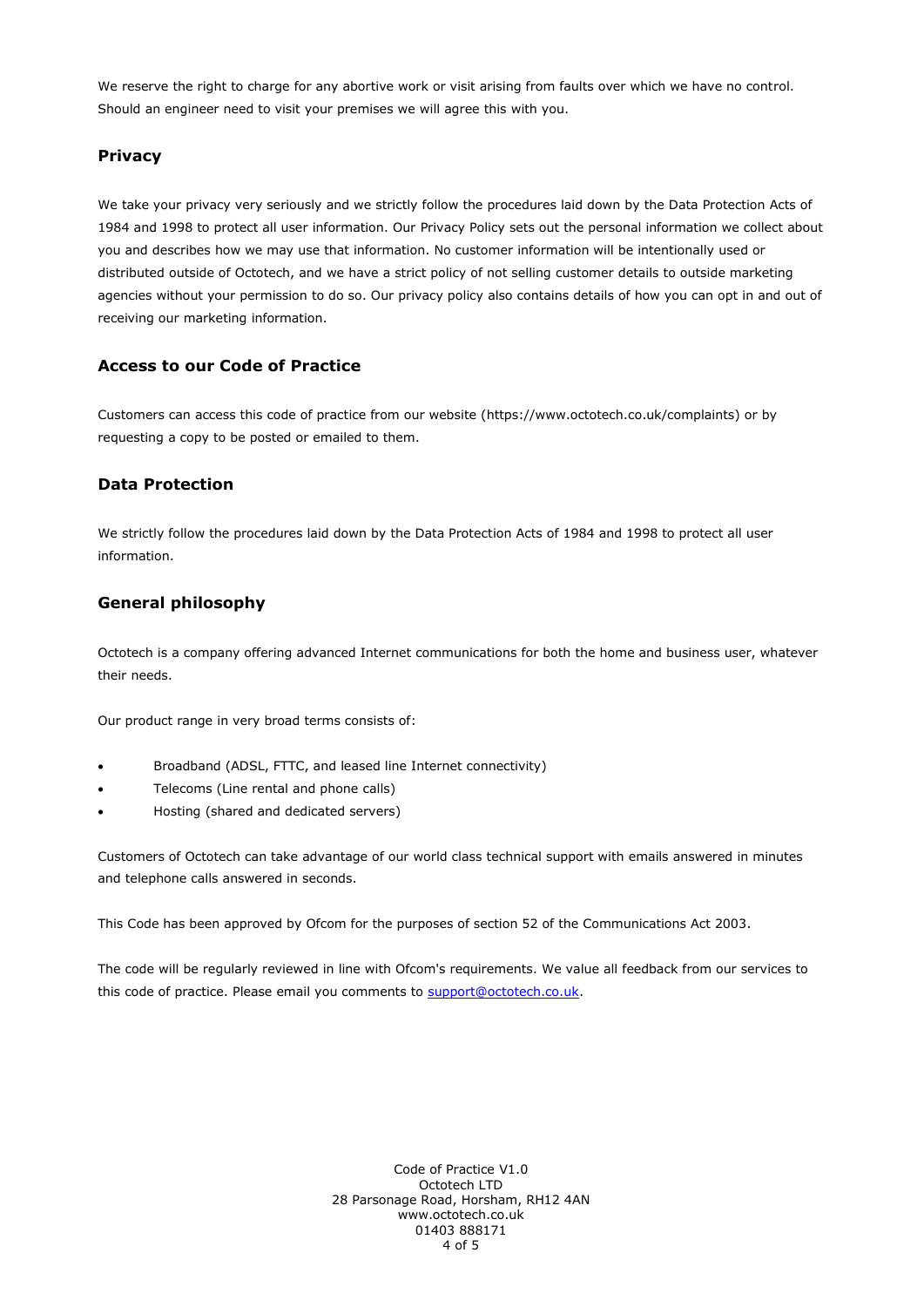We reserve the right to charge for any abortive work or visit arising from faults over which we have no control. Should an engineer need to visit your premises we will agree this with you.

## Privacy

We take your privacy very seriously and we strictly follow the procedures laid down by the Data Protection Acts of 1984 and 1998 to protect all user information. Our Privacy Policy sets out the personal information we collect about you and describes how we may use that information. No customer information will be intentionally used or distributed outside of Octotech, and we have a strict policy of not selling customer details to outside marketing agencies without your permission to do so. Our privacy policy also contains details of how you can opt in and out of receiving our marketing information.

## Access to our Code of Practice

Customers can access this code of practice from our website (https://www.octotech.co.uk/complaints) or by requesting a copy to be posted or emailed to them.

## Data Protection

We strictly follow the procedures laid down by the Data Protection Acts of 1984 and 1998 to protect all user information.

## General philosophy

Octotech is a company offering advanced Internet communications for both the home and business user, whatever their needs.

Our product range in very broad terms consists of:

- Broadband (ADSL, FTTC, and leased line Internet connectivity)
- Telecoms (Line rental and phone calls)
- Hosting (shared and dedicated servers)

Customers of Octotech can take advantage of our world class technical support with emails answered in minutes and telephone calls answered in seconds.

This Code has been approved by Ofcom for the purposes of section 52 of the Communications Act 2003.

The code will be regularly reviewed in line with Ofcom's requirements. We value all feedback from our services to this code of practice. Please email you comments to support@octotech.co.uk.

Code of Practice V1.0
Octotech LTD
28 Parsonage Road, Horsham, RH12 4AN
www.octotech.co.uk
01403 888171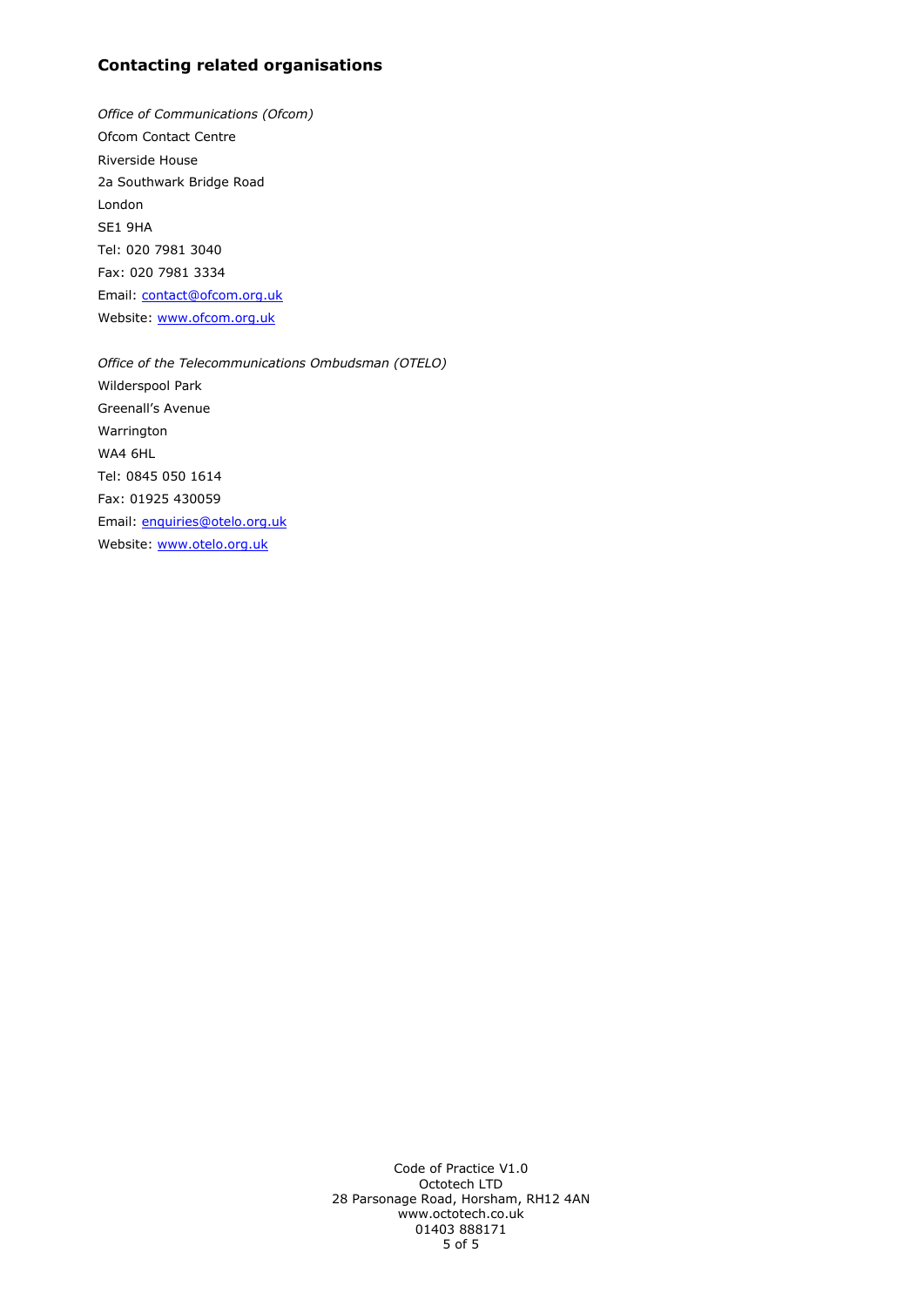## Contacting related organisations

*Office of Communications (Ofcom)*
Ofcom Contact Centre
Riverside House
2a Southwark Bridge Road
London
SE1 9HA
Tel: 020 7981 3040
Fax: 020 7981 3334
Email: contact@ofcom.org.uk
Website: www.ofcom.org.uk

*Office of the Telecommunications Ombudsman (OTELO)*
Wilderspool Park
Greenall's Avenue
Warrington
WA4 6HL
Tel: 0845 050 1614
Fax: 01925 430059
Email: enquiries@otelo.org.uk
Website: www.otelo.org.uk